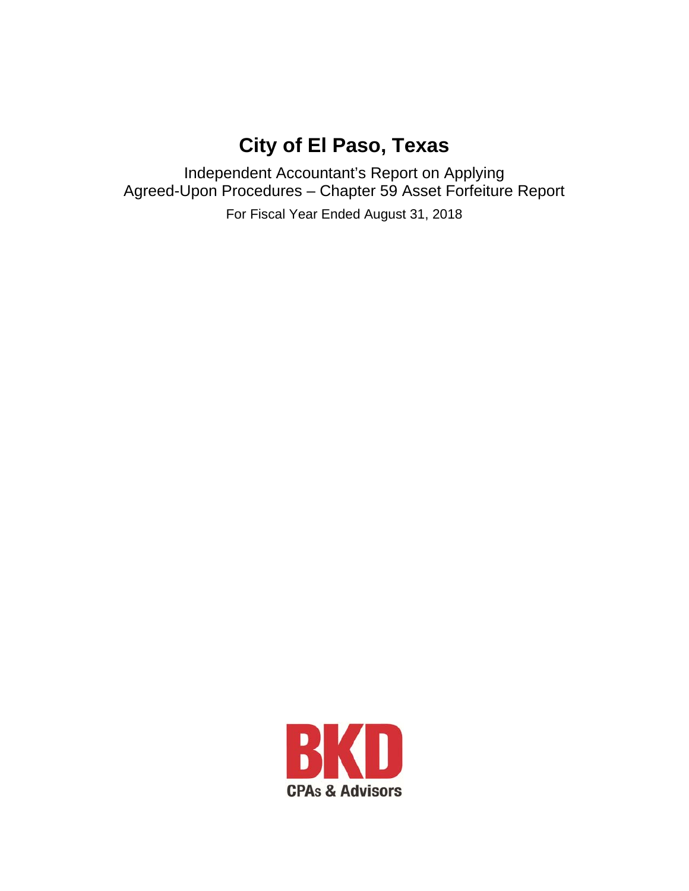# City of El Paso, Texas

Independent Accountant's Report on Applying Agreed-Upon Procedures – Chapter 59 Asset Forfeiture Report

For Fiscal Year Ended August 31, 2018

BKD

CPAs & Advisors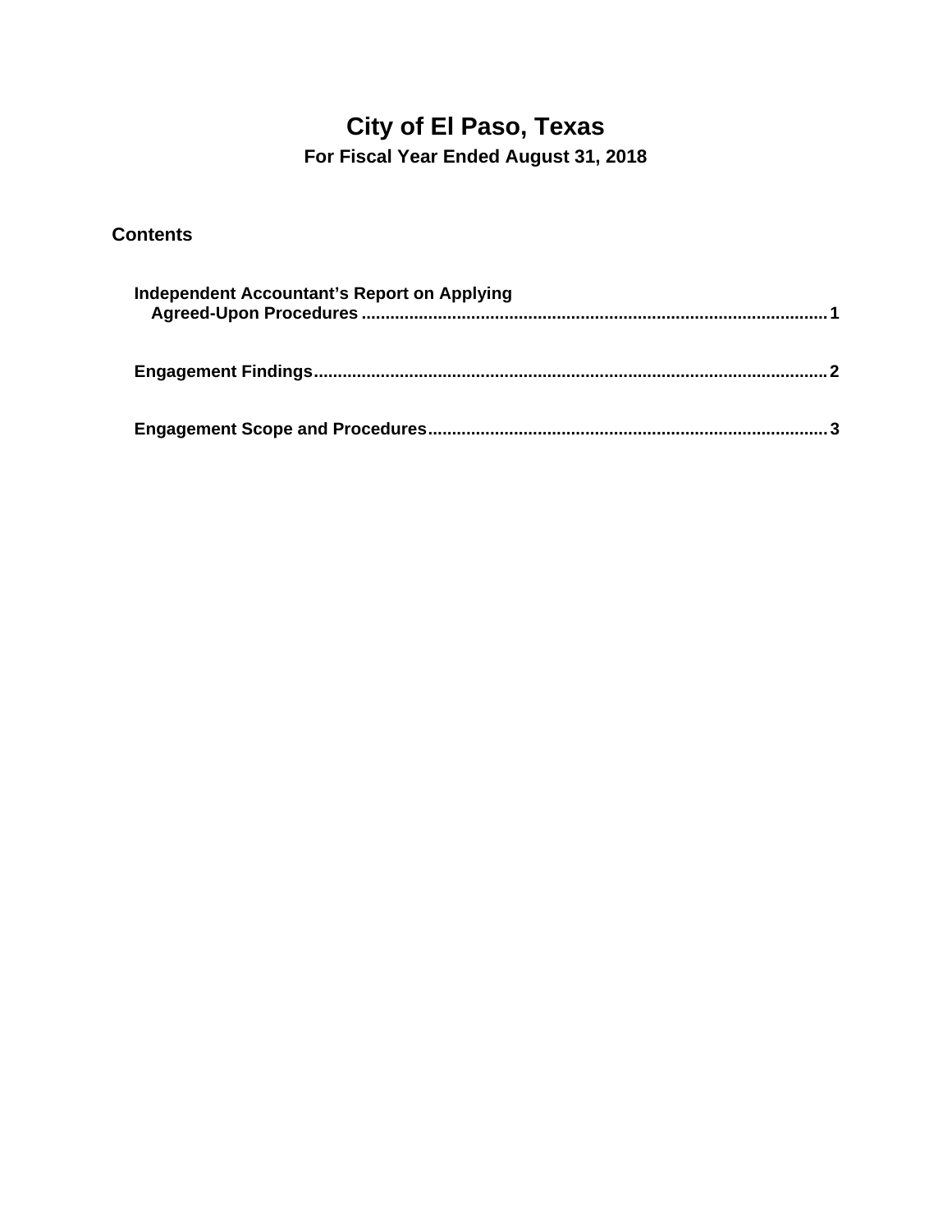# City of El Paso, Texas

## For Fiscal Year Ended August 31, 2018

### Contents

| | |
|---|---|
| **Independent Accountant's Report on Applying Agreed-Upon Procedures** | **1** |
| **Engagement Findings** | **2** |
| **Engagement Scope and Procedures** | **3** |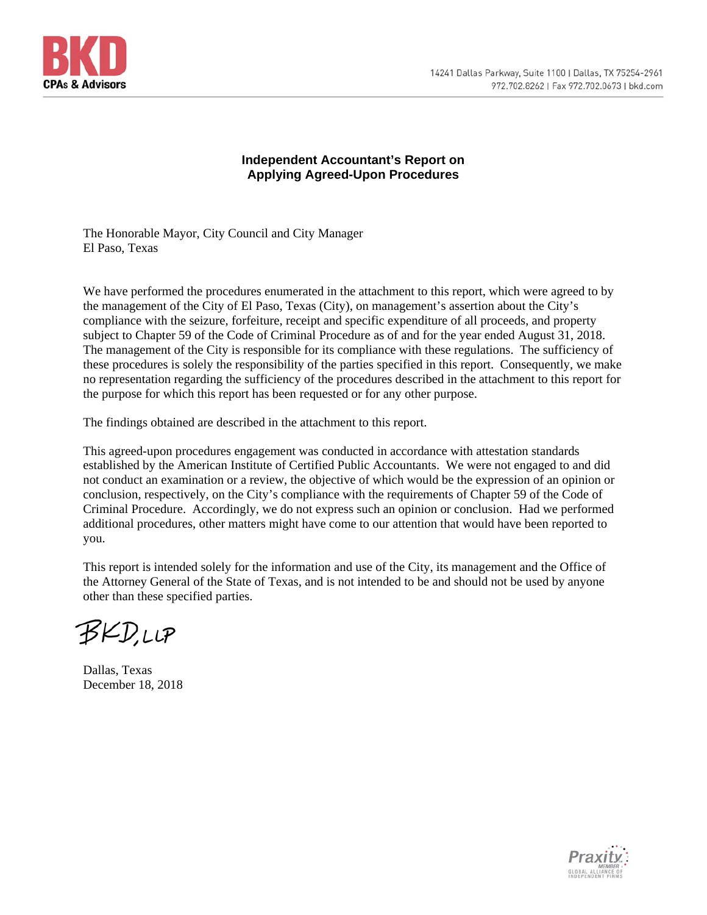## Independent Accountant's Report on Applying Agreed-Upon Procedures

The Honorable Mayor, City Council and City Manager
El Paso, Texas

We have performed the procedures enumerated in the attachment to this report, which were agreed to by the management of the City of El Paso, Texas (City), on management's assertion about the City's compliance with the seizure, forfeiture, receipt and specific expenditure of all proceeds, and property subject to Chapter 59 of the Code of Criminal Procedure as of and for the year ended August 31, 2018. The management of the City is responsible for its compliance with these regulations. The sufficiency of these procedures is solely the responsibility of the parties specified in this report. Consequently, we make no representation regarding the sufficiency of the procedures described in the attachment to this report for the purpose for which this report has been requested or for any other purpose.

The findings obtained are described in the attachment to this report.

This agreed-upon procedures engagement was conducted in accordance with attestation standards established by the American Institute of Certified Public Accountants. We were not engaged to and did not conduct an examination or a review, the objective of which would be the expression of an opinion or conclusion, respectively, on the City's compliance with the requirements of Chapter 59 of the Code of Criminal Procedure. Accordingly, we do not express such an opinion or conclusion. Had we performed additional procedures, other matters might have come to our attention that would have been reported to you.

This report is intended solely for the information and use of the City, its management and the Office of the Attorney General of the State of Texas, and is not intended to be and should not be used by anyone other than these specified parties.

BKD, LLP

Dallas, Texas
December 18, 2018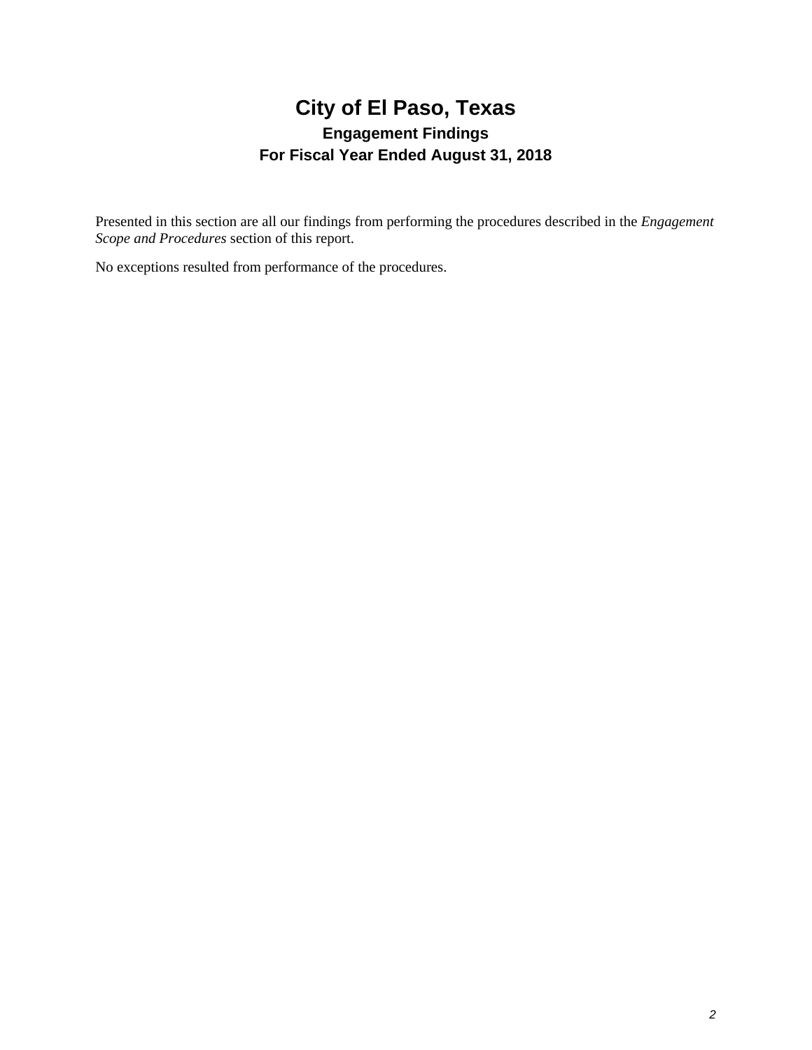# City of El Paso, Texas

## Engagement Findings

## For Fiscal Year Ended August 31, 2018

Presented in this section are all our findings from performing the procedures described in the *Engagement Scope and Procedures* section of this report.

No exceptions resulted from performance of the procedures.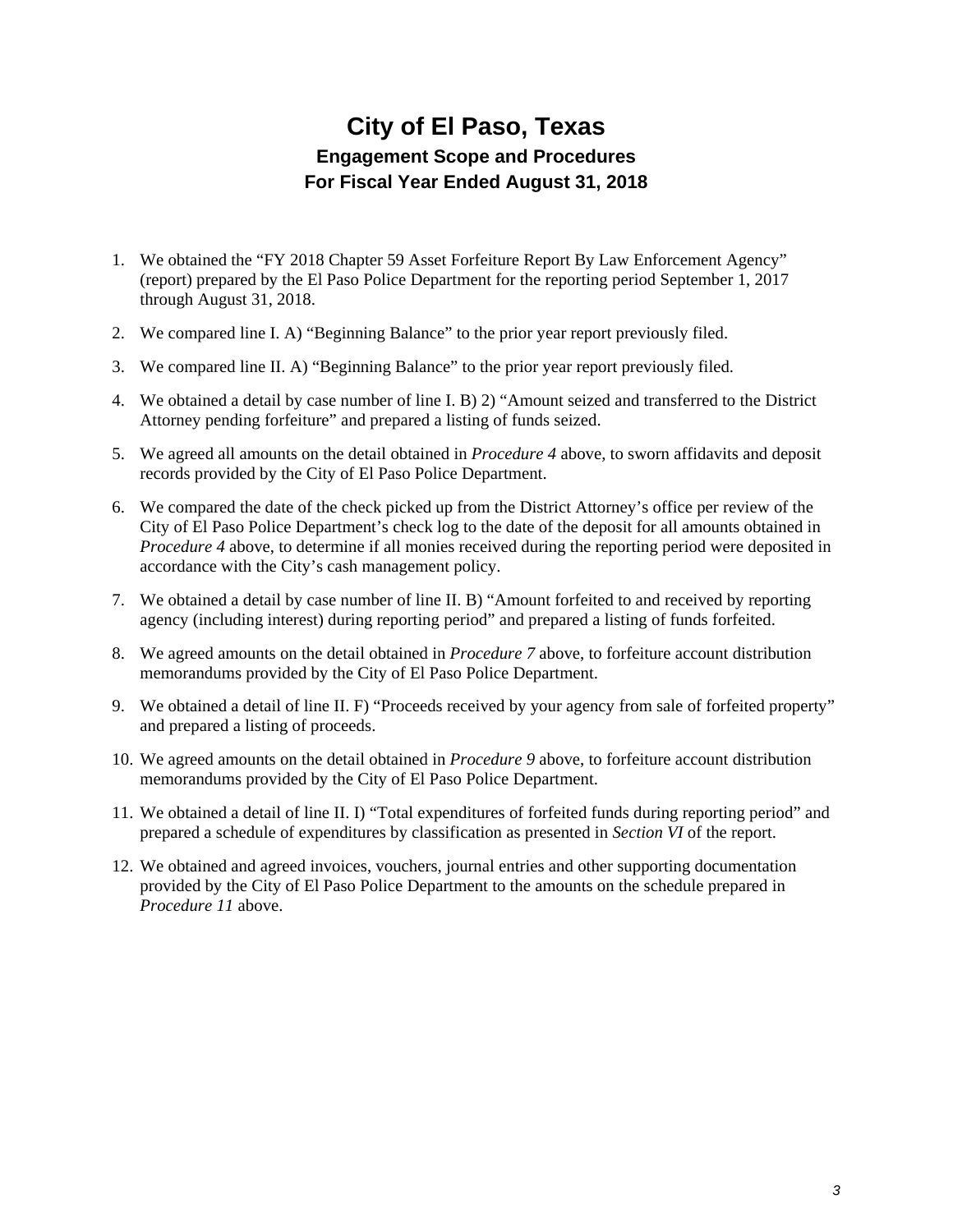# City of El Paso, Texas

## Engagement Scope and Procedures

## For Fiscal Year Ended August 31, 2018

1. We obtained the "FY 2018 Chapter 59 Asset Forfeiture Report By Law Enforcement Agency" (report) prepared by the El Paso Police Department for the reporting period September 1, 2017 through August 31, 2018.
2. We compared line I. A) "Beginning Balance" to the prior year report previously filed.
3. We compared line II. A) "Beginning Balance" to the prior year report previously filed.
4. We obtained a detail by case number of line I. B) 2) "Amount seized and transferred to the District Attorney pending forfeiture" and prepared a listing of funds seized.
5. We agreed all amounts on the detail obtained in *Procedure 4* above, to sworn affidavits and deposit records provided by the City of El Paso Police Department.
6. We compared the date of the check picked up from the District Attorney's office per review of the City of El Paso Police Department's check log to the date of the deposit for all amounts obtained in *Procedure 4* above, to determine if all monies received during the reporting period were deposited in accordance with the City's cash management policy.
7. We obtained a detail by case number of line II. B) "Amount forfeited to and received by reporting agency (including interest) during reporting period" and prepared a listing of funds forfeited.
8. We agreed amounts on the detail obtained in *Procedure 7* above, to forfeiture account distribution memorandums provided by the City of El Paso Police Department.
9. We obtained a detail of line II. F) "Proceeds received by your agency from sale of forfeited property" and prepared a listing of proceeds.
10. We agreed amounts on the detail obtained in *Procedure 9* above, to forfeiture account distribution memorandums provided by the City of El Paso Police Department.
11. We obtained a detail of line II. I) "Total expenditures of forfeited funds during reporting period" and prepared a schedule of expenditures by classification as presented in *Section VI* of the report.
12. We obtained and agreed invoices, vouchers, journal entries and other supporting documentation provided by the City of El Paso Police Department to the amounts on the schedule prepared in *Procedure 11* above.